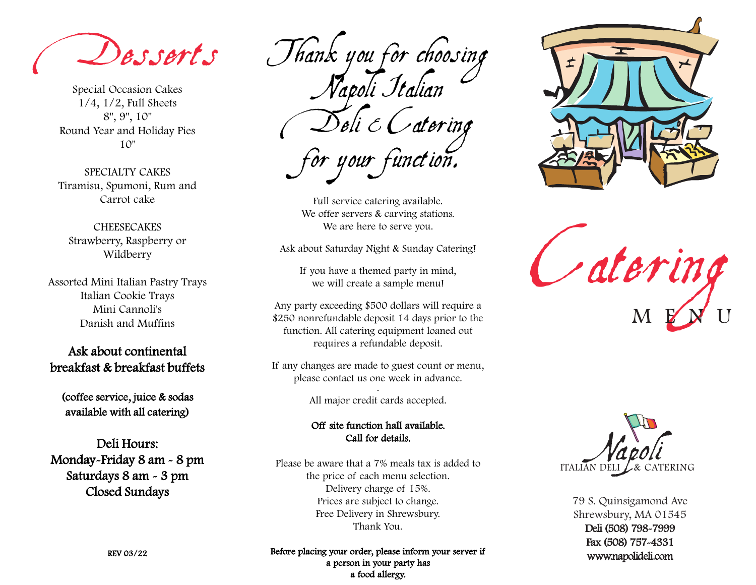# Desserts

Special Occasion Cakes
1/4, 1/2, Full Sheets
8", 9", 10"
Round Year and Holiday Pies
10"

SPECIALTY CAKES
Tiramisu, Spumoni, Rum and Carrot cake

CHEESECAKES
Strawberry, Raspberry or Wildberry

Assorted Mini Italian Pastry Trays
Italian Cookie Trays
Mini Cannoli's
Danish and Muffins

**Ask about continental breakfast & breakfast buffets**

**(coffee service, juice & sodas available with all catering)**

**Deli Hours:**
**Monday-Friday 8 am - 8 pm**
**Saturdays 8 am - 3 pm**
**Closed Sundays**

REV 03/22

# Thank you for choosing Napoli Italian Deli & Catering for your function.

Full service catering available.
We offer servers & carving stations.
We are here to serve you.

Ask about Saturday Night & Sunday Catering!

If you have a themed party in mind, we will create a sample menu!

Any party exceeding $500 dollars will require a $250 nonrefundable deposit 14 days prior to the function. All catering equipment loaned out requires a refundable deposit.

If any changes are made to guest count or menu, please contact us one week in advance.

All major credit cards accepted.

**Off site function hall available.**
**Call for details.**

Please be aware that a 7% meals tax is added to the price of each menu selection.
Delivery charge of 15%.
Prices are subject to change.
Free Delivery in Shrewsbury.
Thank You.

**Before placing your order, please inform your server if a person in your party has a food allergy.**

# Catering MENU

Napoli
ITALIAN DELI & CATERING

79 S. Quinsigamond Ave
Shrewsbury, MA 01545
**Deli (508) 798-7999**
**Fax (508) 757-4331**
**www.napolideli.com**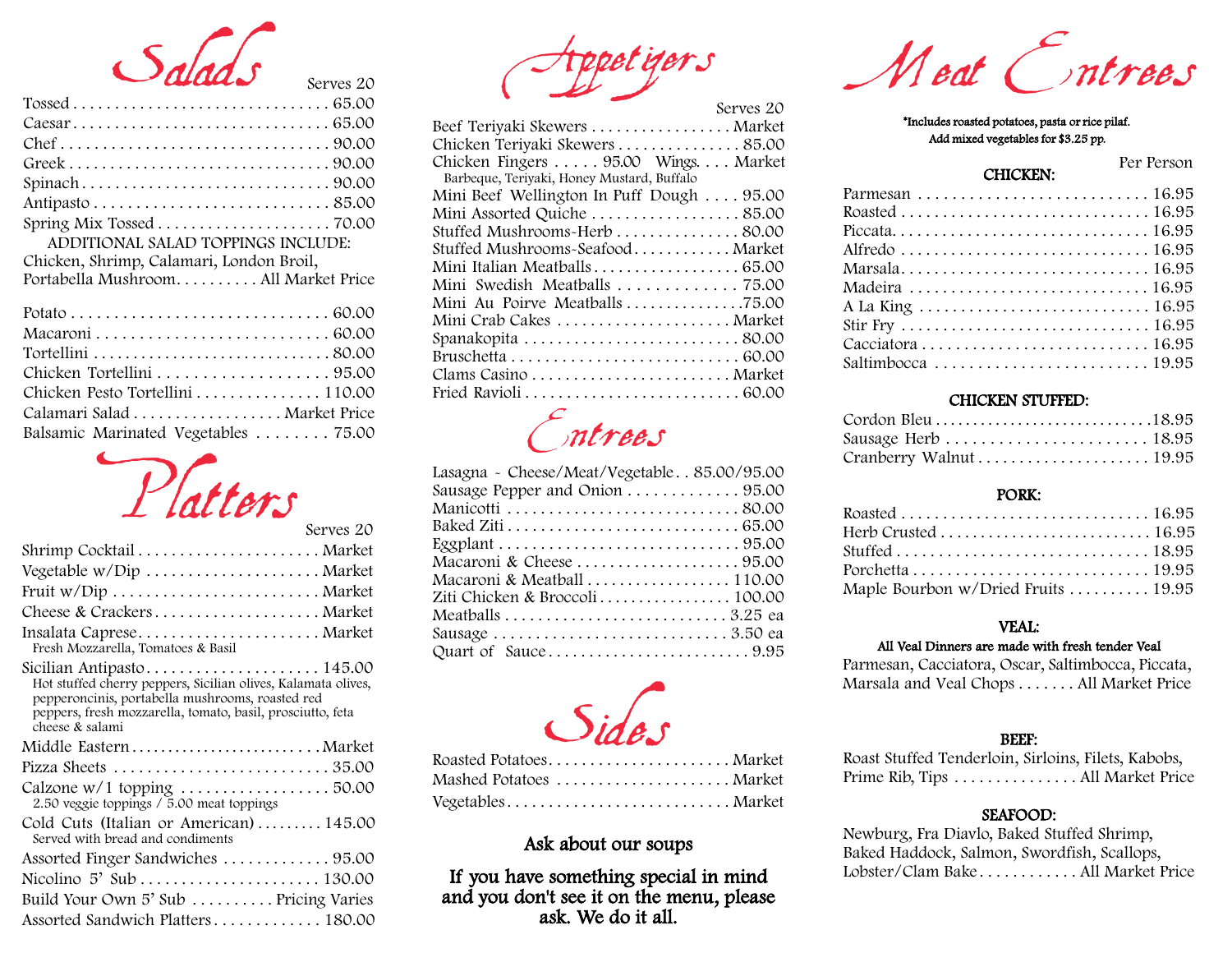## Salads

Serves 20

Tossed . . . . . . . . . . . . . . . . . . . . . . . . . . . . . . 65.00
Caesar . . . . . . . . . . . . . . . . . . . . . . . . . . . . . . 65.00
Chef . . . . . . . . . . . . . . . . . . . . . . . . . . . . . . . 90.00
Greek . . . . . . . . . . . . . . . . . . . . . . . . . . . . . . 90.00
Spinach . . . . . . . . . . . . . . . . . . . . . . . . . . . . . 90.00
Antipasto . . . . . . . . . . . . . . . . . . . . . . . . . . . 85.00
Spring Mix Tossed . . . . . . . . . . . . . . . . . . . . 70.00

ADDITIONAL SALAD TOPPINGS INCLUDE:
Chicken, Shrimp, Calamari, London Broil,
Portabella Mushroom. . . . . . . . . . All Market Price

Potato . . . . . . . . . . . . . . . . . . . . . . . . . . . . . 60.00
Macaroni . . . . . . . . . . . . . . . . . . . . . . . . . . 60.00
Tortellini . . . . . . . . . . . . . . . . . . . . . . . . . . . 80.00
Chicken Tortellini . . . . . . . . . . . . . . . . . . . 95.00
Chicken Pesto Tortellini . . . . . . . . . . . . . . . 110.00
Calamari Salad . . . . . . . . . . . . . . . . . Market Price
Balsamic Marinated Vegetables . . . . . . . . 75.00

## Platters

Serves 20

Shrimp Cocktail . . . . . . . . . . . . . . . . . . . . . Market
Vegetable w/Dip . . . . . . . . . . . . . . . . . . . . Market
Fruit w/Dip . . . . . . . . . . . . . . . . . . . . . . . . Market
Cheese & Crackers . . . . . . . . . . . . . . . . . . . Market
Insalata Caprese . . . . . . . . . . . . . . . . . . . . . Market
Fresh Mozzarella, Tomatoes & Basil
Sicilian Antipasto . . . . . . . . . . . . . . . . . . . . 145.00
Hot stuffed cherry peppers, Sicilian olives, Kalamata olives, pepperoncinis, portabella mushrooms, roasted red peppers, fresh mozzarella, tomato, basil, prosciutto, feta cheese & salami
Middle Eastern . . . . . . . . . . . . . . . . . . . . . . . . Market
Pizza Sheets . . . . . . . . . . . . . . . . . . . . . . . . . 35.00
Calzone w/1 topping . . . . . . . . . . . . . . . . . . 50.00
2.50 veggie toppings / 5.00 meat toppings
Cold Cuts (Italian or American) . . . . . . . . . 145.00
Served with bread and condiments
Assorted Finger Sandwiches . . . . . . . . . . . . . 95.00
Nicolino 5' Sub . . . . . . . . . . . . . . . . . . . . . . 130.00
Build Your Own 5' Sub . . . . . . . . . . Pricing Varies
Assorted Sandwich Platters . . . . . . . . . . . . . 180.00

## Appetizers

Serves 20

Beef Teriyaki Skewers . . . . . . . . . . . . . . . . . Market
Chicken Teriyaki Skewers . . . . . . . . . . . . . . . 85.00
Chicken Fingers . . . . . 95.00 Wings. . . . Market
Barbeque, Teriyaki, Honey Mustard, Buffalo
Mini Beef Wellington In Puff Dough . . . . 95.00
Mini Assorted Quiche . . . . . . . . . . . . . . . . . . 85.00
Stuffed Mushrooms-Herb . . . . . . . . . . . . . . . 80.00
Stuffed Mushrooms-Seafood . . . . . . . . . . . Market
Mini Italian Meatballs . . . . . . . . . . . . . . . . . . 65.00
Mini Swedish Meatballs . . . . . . . . . . . . . 75.00
Mini Au Poirve Meatballs . . . . . . . . . . . . . . .75.00
Mini Crab Cakes . . . . . . . . . . . . . . . . . . . . Market
Spanakopita . . . . . . . . . . . . . . . . . . . . . . . . . 80.00
Bruschetta . . . . . . . . . . . . . . . . . . . . . . . . . . 60.00
Clams Casino . . . . . . . . . . . . . . . . . . . . . . . Market
Fried Ravioli . . . . . . . . . . . . . . . . . . . . . . . . . 60.00

## Entrees

Lasagna - Cheese/Meat/Vegetable . . 85.00/95.00
Sausage Pepper and Onion . . . . . . . . . . . . . 95.00
Manicotti . . . . . . . . . . . . . . . . . . . . . . . . . . . 80.00
Baked Ziti . . . . . . . . . . . . . . . . . . . . . . . . . . . 65.00
Eggplant . . . . . . . . . . . . . . . . . . . . . . . . . . . . 95.00
Macaroni & Cheese . . . . . . . . . . . . . . . . . . . . 95.00
Macaroni & Meatball . . . . . . . . . . . . . . . . . . 110.00
Ziti Chicken & Broccoli . . . . . . . . . . . . . . . . 100.00
Meatballs . . . . . . . . . . . . . . . . . . . . . . . . . . . 3.25 ea
Sausage . . . . . . . . . . . . . . . . . . . . . . . . . . . . 3.50 ea
Quart of Sauce . . . . . . . . . . . . . . . . . . . . . . . . 9.95

## Sides

Roasted Potatoes. . . . . . . . . . . . . . . . . . . . . . Market
Mashed Potatoes . . . . . . . . . . . . . . . . . . . . . Market
Vegetables . . . . . . . . . . . . . . . . . . . . . . . . . . Market

**Ask about our soups**

**If you have something special in mind and you don't see it on the menu, please ask. We do it all.**

## Meat Entrees

**\*Includes roasted potatoes, pasta or rice pilaf. Add mixed vegetables for $3.25 pp.**

Per Person

### CHICKEN:

Parmesan . . . . . . . . . . . . . . . . . . . . . . . . . . . 16.95
Roasted . . . . . . . . . . . . . . . . . . . . . . . . . . . . . 16.95
Piccata. . . . . . . . . . . . . . . . . . . . . . . . . . . . . . 16.95
Alfredo . . . . . . . . . . . . . . . . . . . . . . . . . . . . . 16.95
Marsala. . . . . . . . . . . . . . . . . . . . . . . . . . . . . 16.95
Madeira . . . . . . . . . . . . . . . . . . . . . . . . . . . . 16.95
A La King . . . . . . . . . . . . . . . . . . . . . . . . . . . 16.95
Stir Fry . . . . . . . . . . . . . . . . . . . . . . . . . . . . . 16.95
Cacciatora . . . . . . . . . . . . . . . . . . . . . . . . . . 16.95
Saltimbocca . . . . . . . . . . . . . . . . . . . . . . . . . 19.95

### CHICKEN STUFFED:

Cordon Bleu . . . . . . . . . . . . . . . . . . . . . . . . . .18.95
Sausage Herb . . . . . . . . . . . . . . . . . . . . . . . 18.95
Cranberry Walnut . . . . . . . . . . . . . . . . . . . . 19.95

### PORK:

Roasted . . . . . . . . . . . . . . . . . . . . . . . . . . . . . 16.95
Herb Crusted . . . . . . . . . . . . . . . . . . . . . . . . 16.95
Stuffed . . . . . . . . . . . . . . . . . . . . . . . . . . . . . 18.95
Porchetta . . . . . . . . . . . . . . . . . . . . . . . . . . . 19.95
Maple Bourbon w/Dried Fruits . . . . . . . . . . 19.95

### VEAL:

**All Veal Dinners are made with fresh tender Veal**

Parmesan, Cacciatora, Oscar, Saltimbocca, Piccata, Marsala and Veal Chops . . . . . . . All Market Price

### BEEF:

Roast Stuffed Tenderloin, Sirloins, Filets, Kabobs, Prime Rib, Tips . . . . . . . . . . . . . . . All Market Price

### SEAFOOD:

Newburg, Fra Diavlo, Baked Stuffed Shrimp, Baked Haddock, Salmon, Swordfish, Scallops, Lobster/Clam Bake . . . . . . . . . . . . All Market Price